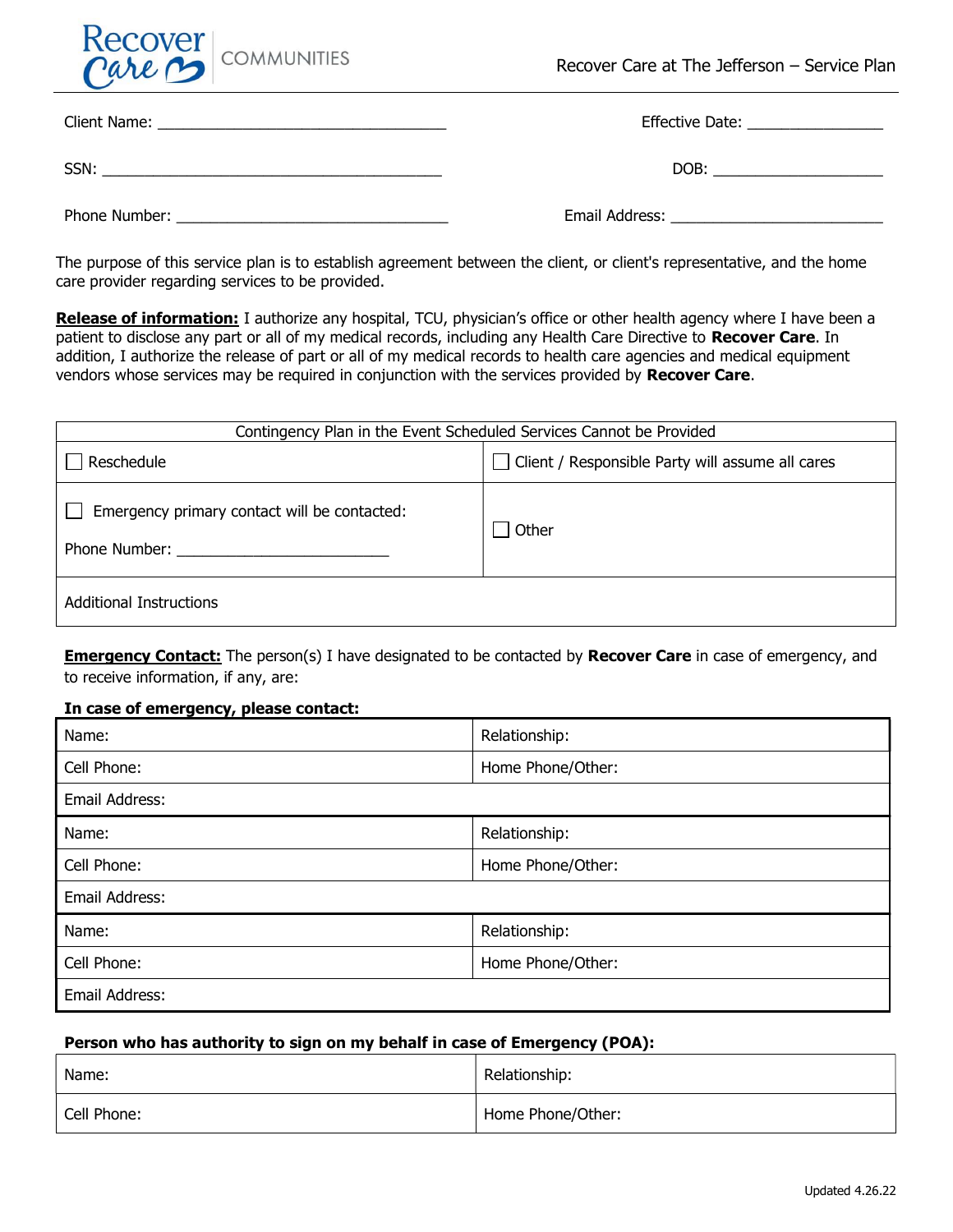Recover Care COMMUNITIES

Recover Care at The Jefferson – Service Plan

Client Name: ___________________________________ Effective Date: ________________

SSN: _________________________________________ DOB: ____________________

Phone Number: _________________________________ Email Address: _________________________

The purpose of this service plan is to establish agreement between the client, or client's representative, and the home care provider regarding services to be provided.

**Release of information:** I authorize any hospital, TCU, physician's office or other health agency where I have been a patient to disclose any part or all of my medical records, including any Health Care Directive to **Recover Care**. In addition, I authorize the release of part or all of my medical records to health care agencies and medical equipment vendors whose services may be required in conjunction with the services provided by **Recover Care**.

| Contingency Plan in the Event Scheduled Services Cannot be Provided | |
|---|---|
| ☐ Reschedule | ☐ Client / Responsible Party will assume all cares |
| ☐ Emergency primary contact will be contacted: Phone Number: ________________________ | ☐ Other |
| Additional Instructions | |

**Emergency Contact:** The person(s) I have designated to be contacted by **Recover Care** in case of emergency, and to receive information, if any, are:

**In case of emergency, please contact:**

| | |
|---|---|
| Name: | Relationship: |
| Cell Phone: | Home Phone/Other: |
| Email Address: | |
| Name: | Relationship: |
| Cell Phone: | Home Phone/Other: |
| Email Address: | |
| Name: | Relationship: |
| Cell Phone: | Home Phone/Other: |
| Email Address: | |

**Person who has authority to sign on my behalf in case of Emergency (POA):**

| | |
|---|---|
| Name: | Relationship: |
| Cell Phone: | Home Phone/Other: |

Updated 4.26.22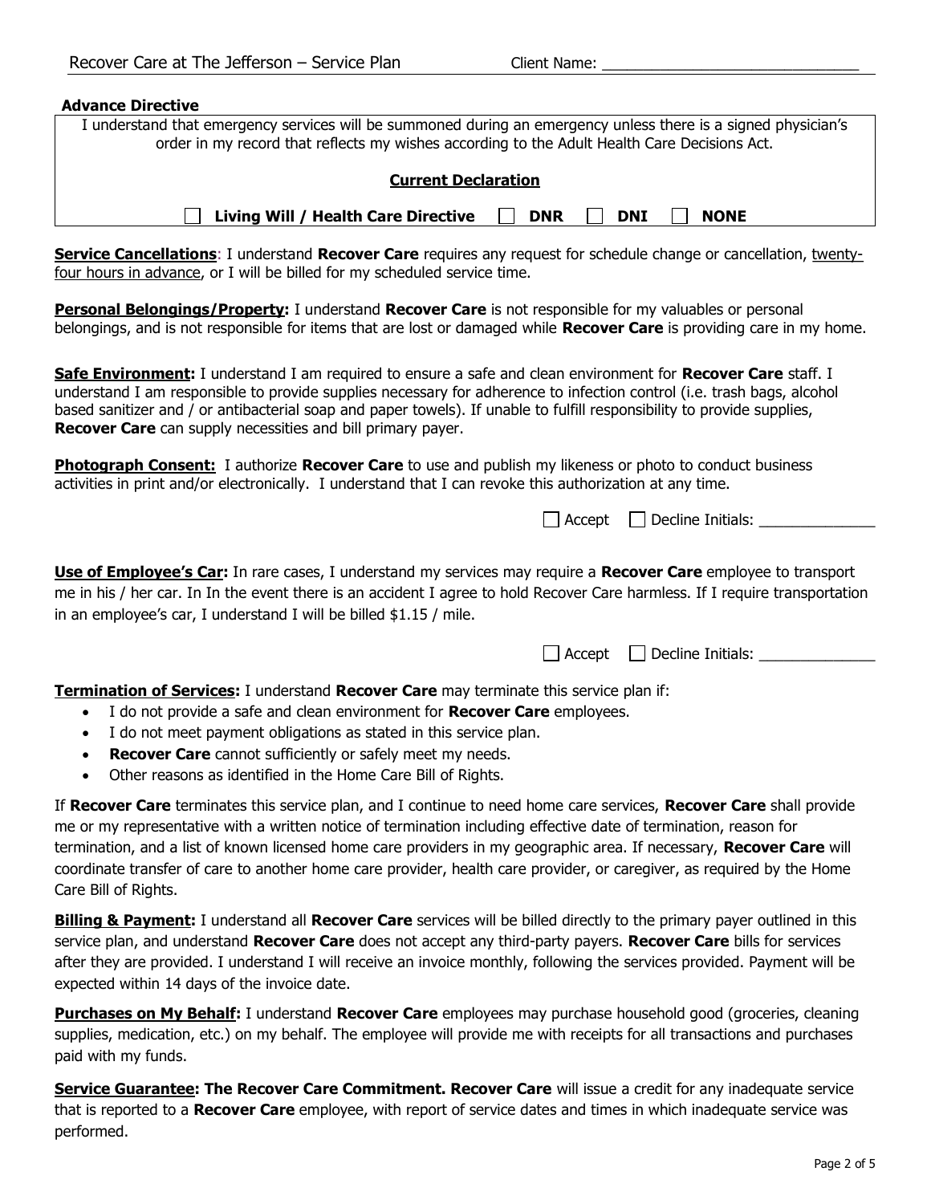**Advance Directive**

I understand that emergency services will be summoned during an emergency unless there is a signed physician's order in my record that reflects my wishes according to the Adult Health Care Decisions Act.

**<u>Current Declaration</u>**

☐ **Living Will / Health Care Directive** ☐ **DNR** ☐ **DNI** ☐ **NONE**

**<u>Service Cancellations</u>**: I understand **Recover Care** requires any request for schedule change or cancellation, <u>twenty-four hours in advance</u>, or I will be billed for my scheduled service time.

**<u>Personal Belongings/Property:</u>** I understand **Recover Care** is not responsible for my valuables or personal belongings, and is not responsible for items that are lost or damaged while **Recover Care** is providing care in my home.

**<u>Safe Environment:</u>** I understand I am required to ensure a safe and clean environment for **Recover Care** staff. I understand I am responsible to provide supplies necessary for adherence to infection control (i.e. trash bags, alcohol based sanitizer and / or antibacterial soap and paper towels). If unable to fulfill responsibility to provide supplies, **Recover Care** can supply necessities and bill primary payer.

**<u>Photograph Consent:</u>** I authorize **Recover Care** to use and publish my likeness or photo to conduct business activities in print and/or electronically. I understand that I can revoke this authorization at any time.

☐ Accept ☐ Decline Initials: ______________

**<u>Use of Employee's Car:</u>** In rare cases, I understand my services may require a **Recover Care** employee to transport me in his / her car. In In the event there is an accident I agree to hold Recover Care harmless. If I require transportation in an employee's car, I understand I will be billed $1.15 / mile.

☐ Accept ☐ Decline Initials: ______________

**<u>Termination of Services:</u>** I understand **Recover Care** may terminate this service plan if:

- I do not provide a safe and clean environment for **Recover Care** employees.
- I do not meet payment obligations as stated in this service plan.
- **Recover Care** cannot sufficiently or safely meet my needs.
- Other reasons as identified in the Home Care Bill of Rights.

If **Recover Care** terminates this service plan, and I continue to need home care services, **Recover Care** shall provide me or my representative with a written notice of termination including effective date of termination, reason for termination, and a list of known licensed home care providers in my geographic area. If necessary, **Recover Care** will coordinate transfer of care to another home care provider, health care provider, or caregiver, as required by the Home Care Bill of Rights.

**<u>Billing & Payment:</u>** I understand all **Recover Care** services will be billed directly to the primary payer outlined in this service plan, and understand **Recover Care** does not accept any third-party payers. **Recover Care** bills for services after they are provided. I understand I will receive an invoice monthly, following the services provided. Payment will be expected within 14 days of the invoice date.

**<u>Purchases on My Behalf:</u>** I understand **Recover Care** employees may purchase household good (groceries, cleaning supplies, medication, etc.) on my behalf. The employee will provide me with receipts for all transactions and purchases paid with my funds.

**<u>Service Guarantee</u>: The Recover Care Commitment. Recover Care** will issue a credit for any inadequate service that is reported to a **Recover Care** employee, with report of service dates and times in which inadequate service was performed.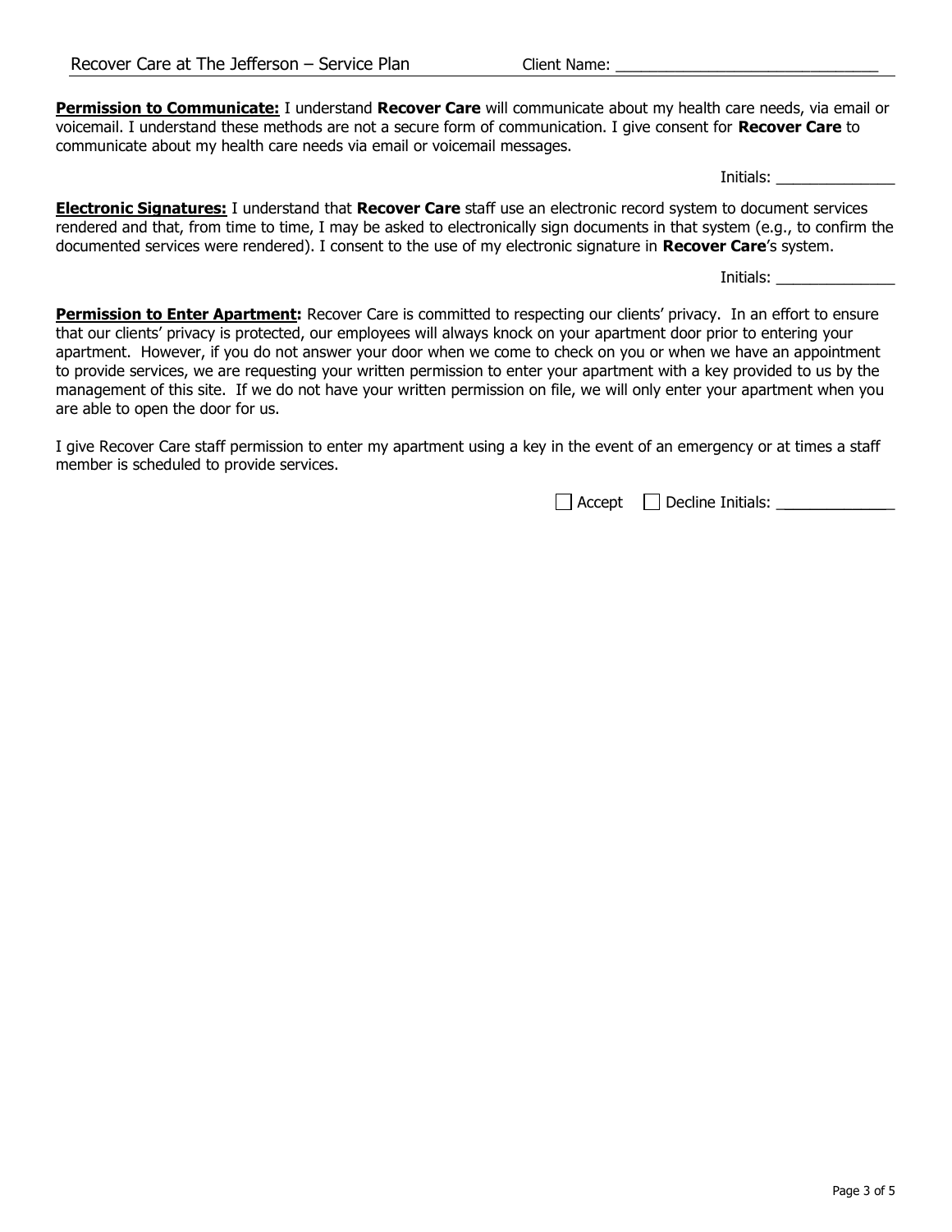**<u>Permission to Communicate:</u>** I understand **Recover Care** will communicate about my health care needs, via email or voicemail. I understand these methods are not a secure form of communication. I give consent for **Recover Care** to communicate about my health care needs via email or voicemail messages.

Initials: ______________

**<u>Electronic Signatures:</u>** I understand that **Recover Care** staff use an electronic record system to document services rendered and that, from time to time, I may be asked to electronically sign documents in that system (e.g., to confirm the documented services were rendered). I consent to the use of my electronic signature in **Recover Care**'s system.

Initials: ______________

**<u>Permission to Enter Apartment</u>:** Recover Care is committed to respecting our clients' privacy. In an effort to ensure that our clients' privacy is protected, our employees will always knock on your apartment door prior to entering your apartment. However, if you do not answer your door when we come to check on you or when we have an appointment to provide services, we are requesting your written permission to enter your apartment with a key provided to us by the management of this site. If we do not have your written permission on file, we will only enter your apartment when you are able to open the door for us.

I give Recover Care staff permission to enter my apartment using a key in the event of an emergency or at times a staff member is scheduled to provide services.

☐ Accept ☐ Decline Initials: ______________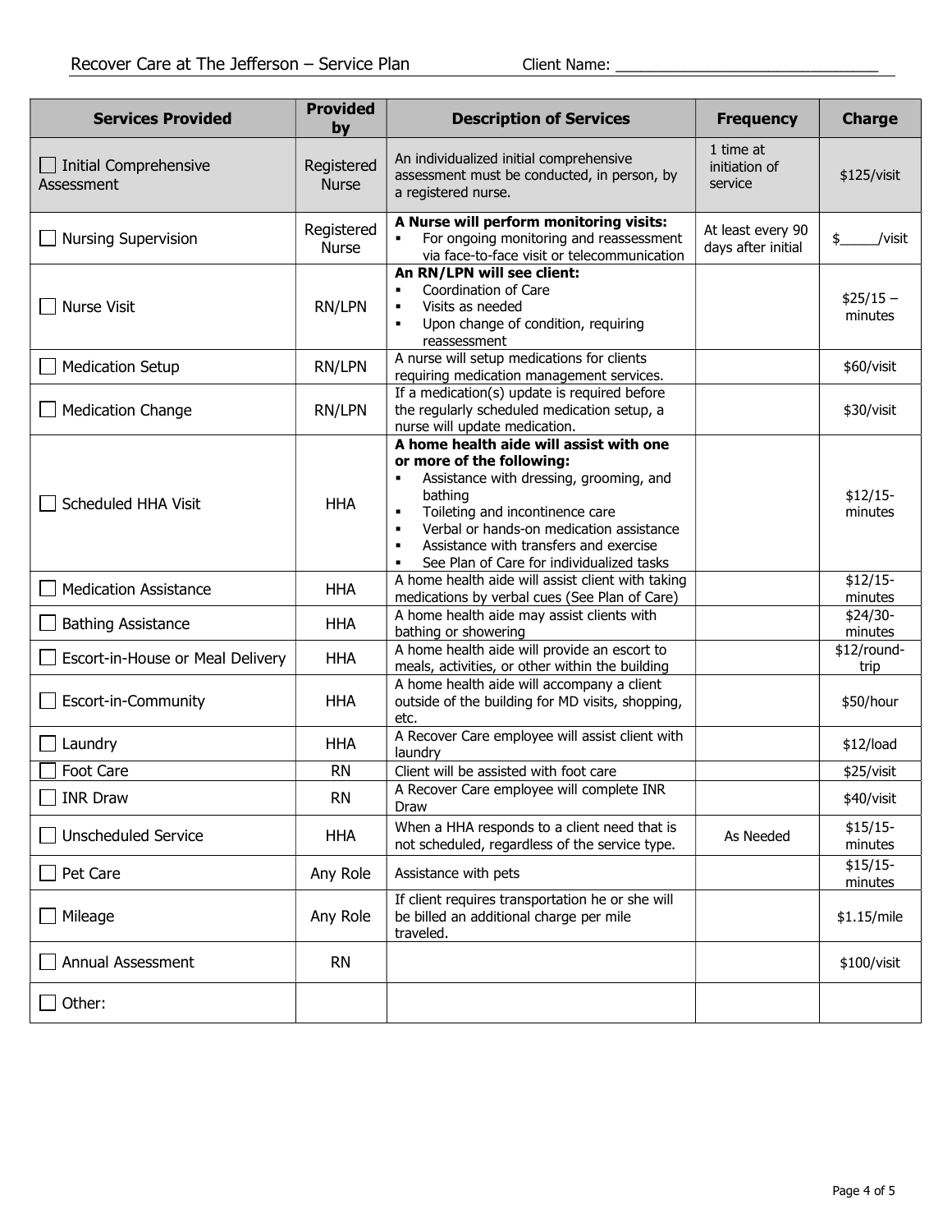Recover Care at The Jefferson – Service Plan Client Name: _______________________________

| Services Provided | Provided by | Description of Services | Frequency | Charge |
|---|---|---|---|---|
| ☐ Initial Comprehensive Assessment | Registered Nurse | An individualized initial comprehensive assessment must be conducted, in person, by a registered nurse. | 1 time at initiation of service | $125/visit |
| ☐ Nursing Supervision | Registered Nurse | **A Nurse will perform monitoring visits:** <br>▪ For ongoing monitoring and reassessment via face-to-face visit or telecommunication | At least every 90 days after initial | $_____/visit |
| ☐ Nurse Visit | RN/LPN | **An RN/LPN will see client:** <br>▪ Coordination of Care <br>▪ Visits as needed <br>▪ Upon change of condition, requiring reassessment | | $25/15 – minutes |
| ☐ Medication Setup | RN/LPN | A nurse will setup medications for clients requiring medication management services. | | $60/visit |
| ☐ Medication Change | RN/LPN | If a medication(s) update is required before the regularly scheduled medication setup, a nurse will update medication. | | $30/visit |
| ☐ Scheduled HHA Visit | HHA | **A home health aide will assist with one or more of the following:** <br>▪ Assistance with dressing, grooming, and bathing <br>▪ Toileting and incontinence care <br>▪ Verbal or hands-on medication assistance <br>▪ Assistance with transfers and exercise <br>▪ See Plan of Care for individualized tasks | | $12/15-minutes |
| ☐ Medication Assistance | HHA | A home health aide will assist client with taking medications by verbal cues (See Plan of Care) | | $12/15-minutes |
| ☐ Bathing Assistance | HHA | A home health aide may assist clients with bathing or showering | | $24/30-minutes |
| ☐ Escort-in-House or Meal Delivery | HHA | A home health aide will provide an escort to meals, activities, or other within the building | | $12/round-trip |
| ☐ Escort-in-Community | HHA | A home health aide will accompany a client outside of the building for MD visits, shopping, etc. | | $50/hour |
| ☐ Laundry | HHA | A Recover Care employee will assist client with laundry | | $12/load |
| ☐ Foot Care | RN | Client will be assisted with foot care | | $25/visit |
| ☐ INR Draw | RN | A Recover Care employee will complete INR Draw | | $40/visit |
| ☐ Unscheduled Service | HHA | When a HHA responds to a client need that is not scheduled, regardless of the service type. | As Needed | $15/15-minutes |
| ☐ Pet Care | Any Role | Assistance with pets | | $15/15-minutes |
| ☐ Mileage | Any Role | If client requires transportation he or she will be billed an additional charge per mile traveled. | | $1.15/mile |
| ☐ Annual Assessment | RN | | | $100/visit |
| ☐ Other: | | | | |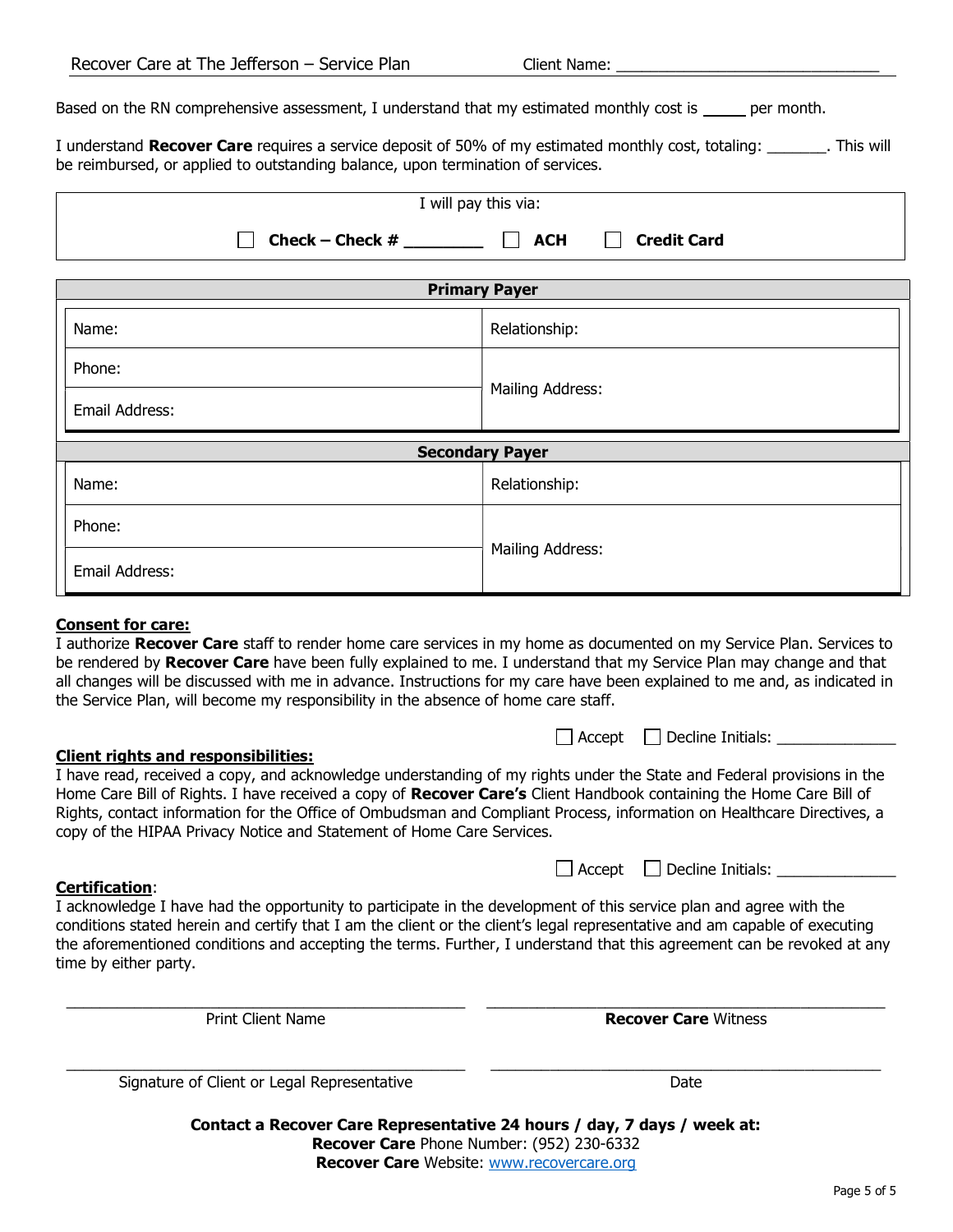Client Name: ______________________________

Based on the RN comprehensive assessment, I understand that my estimated monthly cost is _____ per month.

I understand **Recover Care** requires a service deposit of 50% of my estimated monthly cost, totaling: _______. This will be reimbursed, or applied to outstanding balance, upon termination of services.

I will pay this via:

☐ **Check – Check # _________** ☐ **ACH** ☐ **Credit Card**

| **Primary Payer** | |
|---|---|
| Name: | Relationship: |
| Phone: | Mailing Address: |
| Email Address: | |

| **Secondary Payer** | |
|---|---|
| Name: | Relationship: |
| Phone: | Mailing Address: |
| Email Address: | |

**Consent for care:**
I authorize **Recover Care** staff to render home care services in my home as documented on my Service Plan. Services to be rendered by **Recover Care** have been fully explained to me. I understand that my Service Plan may change and that all changes will be discussed with me in advance. Instructions for my care have been explained to me and, as indicated in the Service Plan, will become my responsibility in the absence of home care staff.

☐ Accept ☐ Decline Initials: ______________

**Client rights and responsibilities:**
I have read, received a copy, and acknowledge understanding of my rights under the State and Federal provisions in the Home Care Bill of Rights. I have received a copy of **Recover Care's** Client Handbook containing the Home Care Bill of Rights, contact information for the Office of Ombudsman and Compliant Process, information on Healthcare Directives, a copy of the HIPAA Privacy Notice and Statement of Home Care Services.

☐ Accept ☐ Decline Initials: ______________

**Certification**:
I acknowledge I have had the opportunity to participate in the development of this service plan and agree with the conditions stated herein and certify that I am the client or the client's legal representative and am capable of executing the aforementioned conditions and accepting the terms. Further, I understand that this agreement can be revoked at any time by either party.

_____________________________________ Print Client Name

_____________________________________ **Recover Care** Witness

_____________________________________ Signature of Client or Legal Representative

_____________________________________ Date

**Contact a Recover Care Representative 24 hours / day, 7 days / week at:**
**Recover Care** Phone Number: (952) 230-6332
**Recover Care** Website: www.recovercare.org